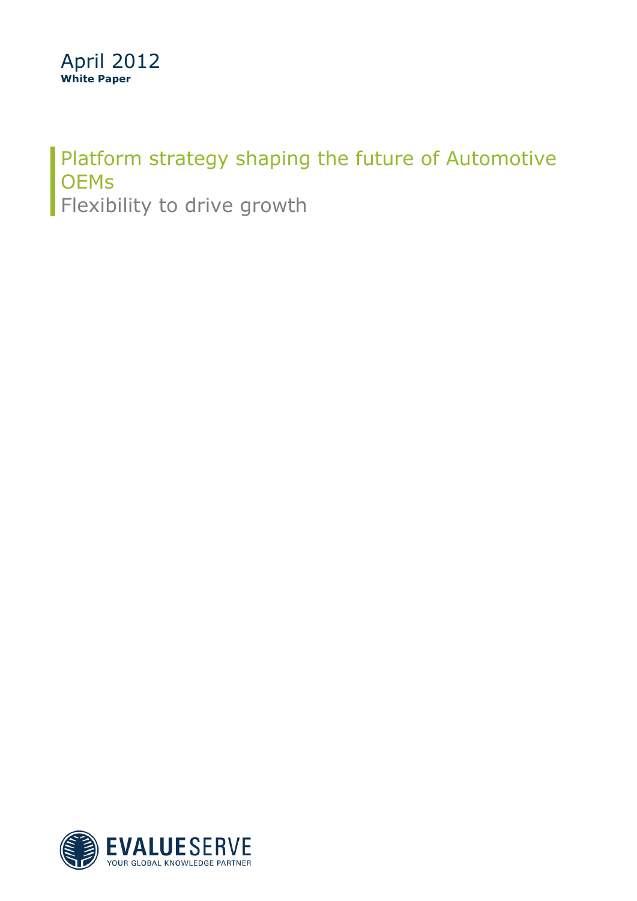April 2012
**White Paper**

# Platform strategy shaping the future of Automotive OEMs

## Flexibility to drive growth

EVALUESERVE
YOUR GLOBAL KNOWLEDGE PARTNER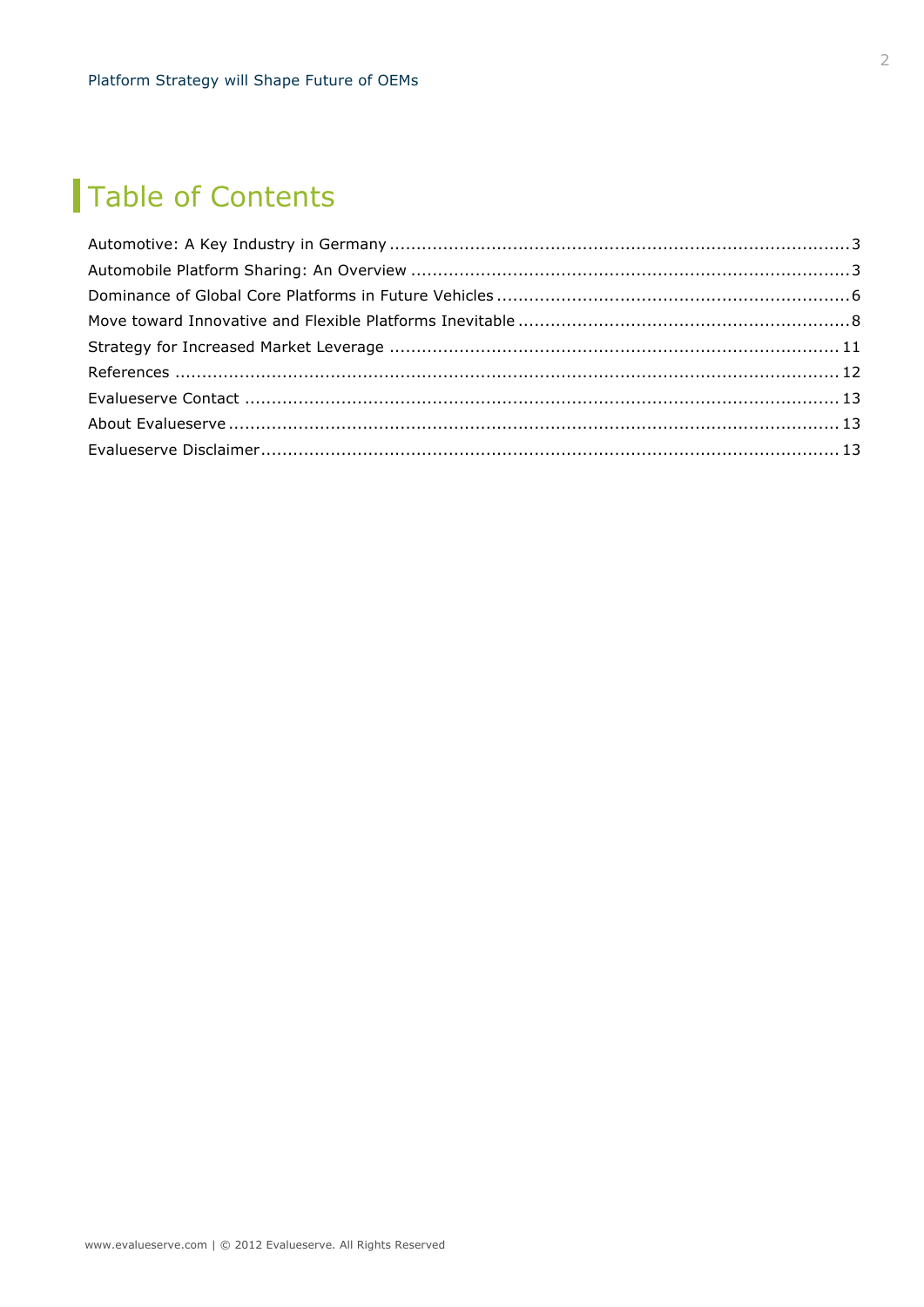# Table of Contents

Automotive: A Key Industry in Germany ........................................................................................ 3

Automobile Platform Sharing: An Overview .................................................................................. 3

Dominance of Global Core Platforms in Future Vehicles ................................................................. 6

Move toward Innovative and Flexible Platforms Inevitable ............................................................... 8

Strategy for Increased Market Leverage ....................................................................................... 11

References .................................................................................................................................. 12

Evalueserve Contact .................................................................................................................... 13

About Evalueserve ....................................................................................................................... 13

Evalueserve Disclaimer ................................................................................................................ 13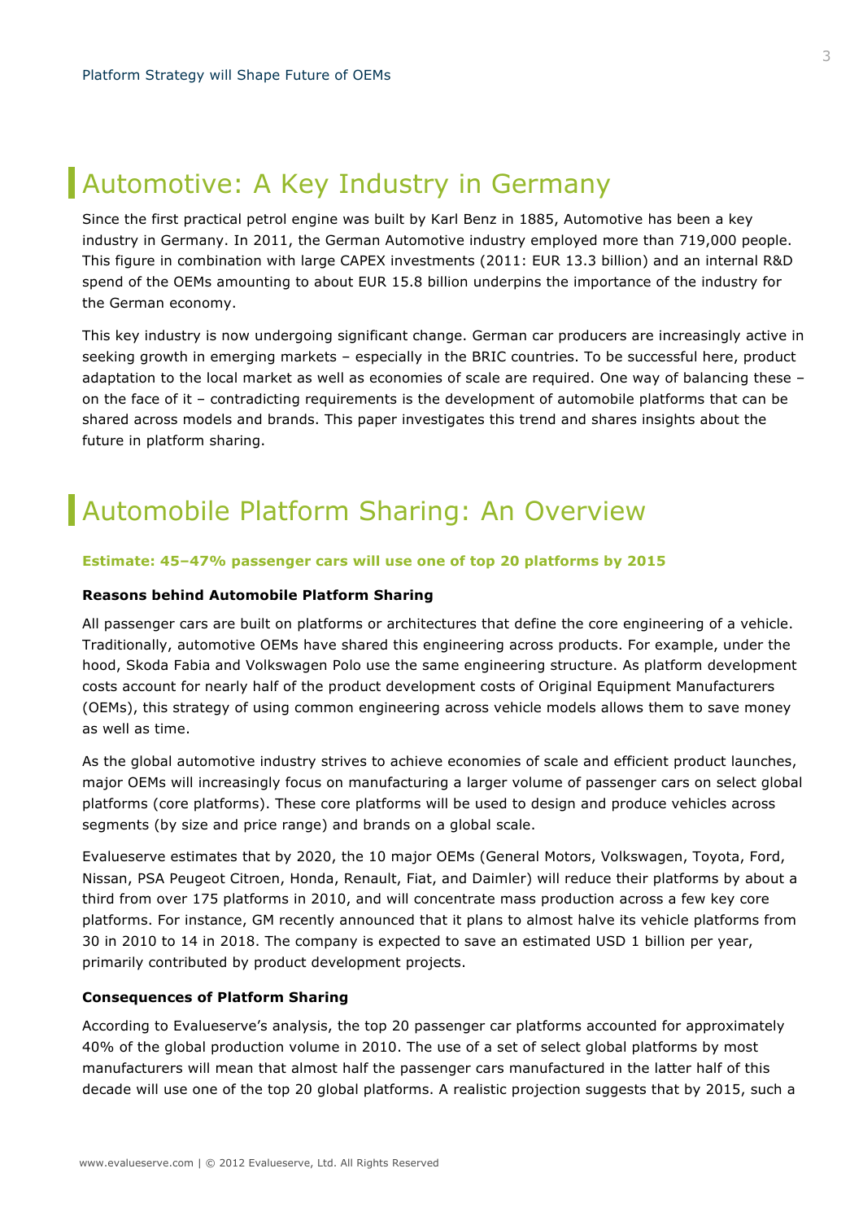# Automotive: A Key Industry in Germany

Since the first practical petrol engine was built by Karl Benz in 1885, Automotive has been a key industry in Germany. In 2011, the German Automotive industry employed more than 719,000 people. This figure in combination with large CAPEX investments (2011: EUR 13.3 billion) and an internal R&D spend of the OEMs amounting to about EUR 15.8 billion underpins the importance of the industry for the German economy.

This key industry is now undergoing significant change. German car producers are increasingly active in seeking growth in emerging markets – especially in the BRIC countries. To be successful here, product adaptation to the local market as well as economies of scale are required. One way of balancing these – on the face of it – contradicting requirements is the development of automobile platforms that can be shared across models and brands. This paper investigates this trend and shares insights about the future in platform sharing.

# Automobile Platform Sharing: An Overview

**Estimate: 45–47% passenger cars will use one of top 20 platforms by 2015**

### Reasons behind Automobile Platform Sharing

All passenger cars are built on platforms or architectures that define the core engineering of a vehicle. Traditionally, automotive OEMs have shared this engineering across products. For example, under the hood, Skoda Fabia and Volkswagen Polo use the same engineering structure. As platform development costs account for nearly half of the product development costs of Original Equipment Manufacturers (OEMs), this strategy of using common engineering across vehicle models allows them to save money as well as time.

As the global automotive industry strives to achieve economies of scale and efficient product launches, major OEMs will increasingly focus on manufacturing a larger volume of passenger cars on select global platforms (core platforms). These core platforms will be used to design and produce vehicles across segments (by size and price range) and brands on a global scale.

Evalueserve estimates that by 2020, the 10 major OEMs (General Motors, Volkswagen, Toyota, Ford, Nissan, PSA Peugeot Citroen, Honda, Renault, Fiat, and Daimler) will reduce their platforms by about a third from over 175 platforms in 2010, and will concentrate mass production across a few key core platforms. For instance, GM recently announced that it plans to almost halve its vehicle platforms from 30 in 2010 to 14 in 2018. The company is expected to save an estimated USD 1 billion per year, primarily contributed by product development projects.

### Consequences of Platform Sharing

According to Evalueserve's analysis, the top 20 passenger car platforms accounted for approximately 40% of the global production volume in 2010. The use of a set of select global platforms by most manufacturers will mean that almost half the passenger cars manufactured in the latter half of this decade will use one of the top 20 global platforms. A realistic projection suggests that by 2015, such a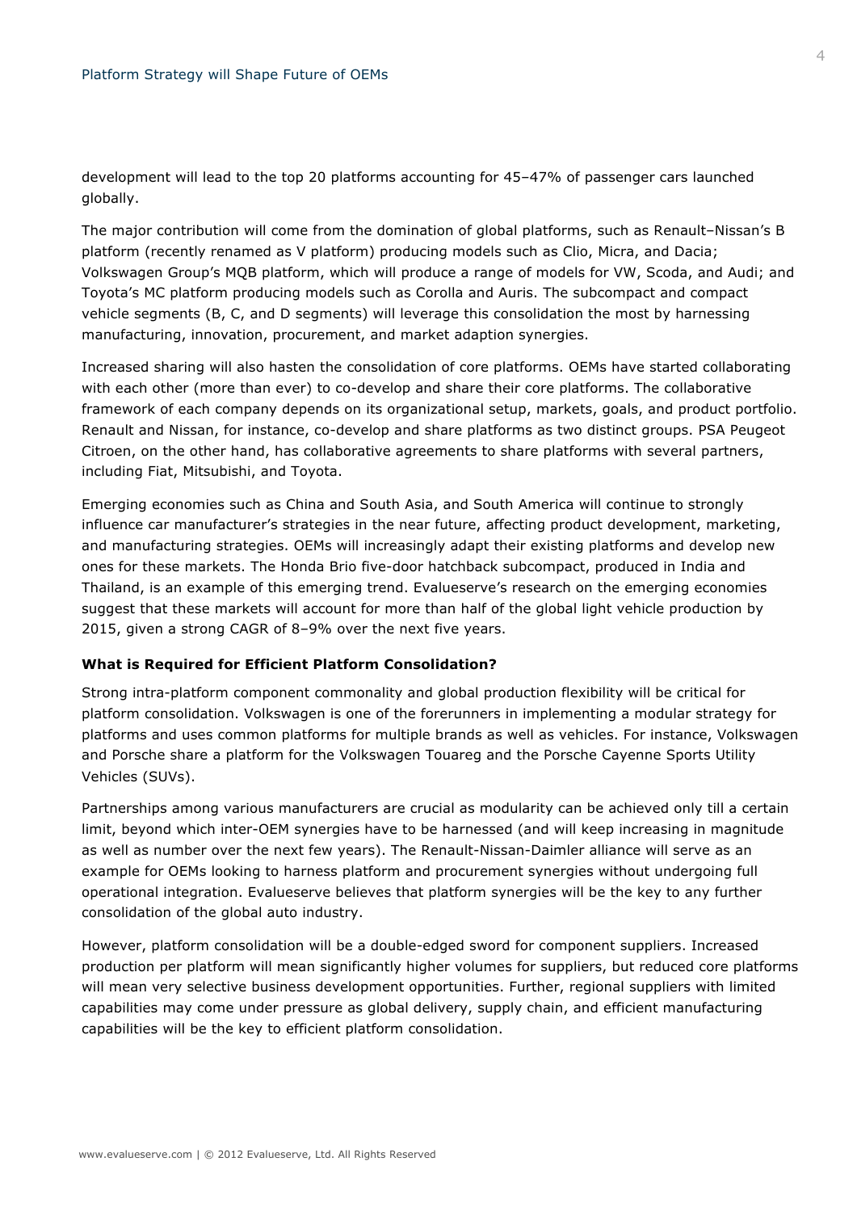development will lead to the top 20 platforms accounting for 45–47% of passenger cars launched globally.

The major contribution will come from the domination of global platforms, such as Renault–Nissan's B platform (recently renamed as V platform) producing models such as Clio, Micra, and Dacia; Volkswagen Group's MQB platform, which will produce a range of models for VW, Scoda, and Audi; and Toyota's MC platform producing models such as Corolla and Auris. The subcompact and compact vehicle segments (B, C, and D segments) will leverage this consolidation the most by harnessing manufacturing, innovation, procurement, and market adaption synergies.

Increased sharing will also hasten the consolidation of core platforms. OEMs have started collaborating with each other (more than ever) to co-develop and share their core platforms. The collaborative framework of each company depends on its organizational setup, markets, goals, and product portfolio. Renault and Nissan, for instance, co-develop and share platforms as two distinct groups. PSA Peugeot Citroen, on the other hand, has collaborative agreements to share platforms with several partners, including Fiat, Mitsubishi, and Toyota.

Emerging economies such as China and South Asia, and South America will continue to strongly influence car manufacturer's strategies in the near future, affecting product development, marketing, and manufacturing strategies. OEMs will increasingly adapt their existing platforms and develop new ones for these markets. The Honda Brio five-door hatchback subcompact, produced in India and Thailand, is an example of this emerging trend. Evalueserve's research on the emerging economies suggest that these markets will account for more than half of the global light vehicle production by 2015, given a strong CAGR of 8–9% over the next five years.

**What is Required for Efficient Platform Consolidation?**

Strong intra-platform component commonality and global production flexibility will be critical for platform consolidation. Volkswagen is one of the forerunners in implementing a modular strategy for platforms and uses common platforms for multiple brands as well as vehicles. For instance, Volkswagen and Porsche share a platform for the Volkswagen Touareg and the Porsche Cayenne Sports Utility Vehicles (SUVs).

Partnerships among various manufacturers are crucial as modularity can be achieved only till a certain limit, beyond which inter-OEM synergies have to be harnessed (and will keep increasing in magnitude as well as number over the next few years). The Renault-Nissan-Daimler alliance will serve as an example for OEMs looking to harness platform and procurement synergies without undergoing full operational integration. Evalueserve believes that platform synergies will be the key to any further consolidation of the global auto industry.

However, platform consolidation will be a double-edged sword for component suppliers. Increased production per platform will mean significantly higher volumes for suppliers, but reduced core platforms will mean very selective business development opportunities. Further, regional suppliers with limited capabilities may come under pressure as global delivery, supply chain, and efficient manufacturing capabilities will be the key to efficient platform consolidation.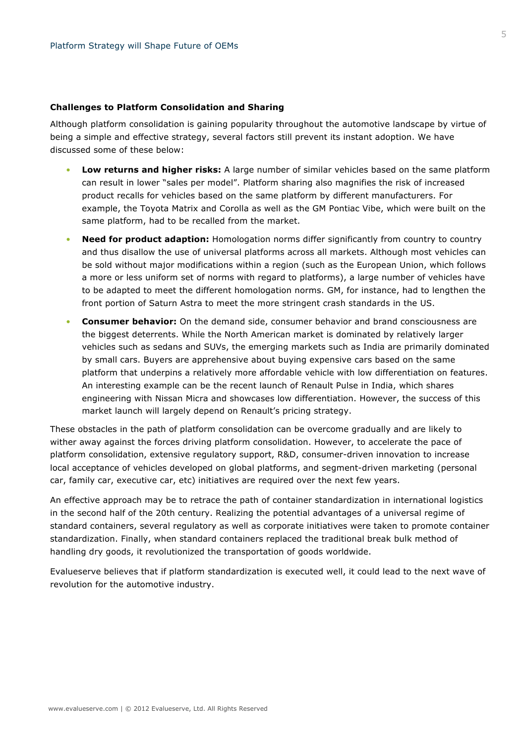**Challenges to Platform Consolidation and Sharing**

Although platform consolidation is gaining popularity throughout the automotive landscape by virtue of being a simple and effective strategy, several factors still prevent its instant adoption. We have discussed some of these below:

- **Low returns and higher risks:** A large number of similar vehicles based on the same platform can result in lower "sales per model". Platform sharing also magnifies the risk of increased product recalls for vehicles based on the same platform by different manufacturers. For example, the Toyota Matrix and Corolla as well as the GM Pontiac Vibe, which were built on the same platform, had to be recalled from the market.
- **Need for product adaption:** Homologation norms differ significantly from country to country and thus disallow the use of universal platforms across all markets. Although most vehicles can be sold without major modifications within a region (such as the European Union, which follows a more or less uniform set of norms with regard to platforms), a large number of vehicles have to be adapted to meet the different homologation norms. GM, for instance, had to lengthen the front portion of Saturn Astra to meet the more stringent crash standards in the US.
- **Consumer behavior:** On the demand side, consumer behavior and brand consciousness are the biggest deterrents. While the North American market is dominated by relatively larger vehicles such as sedans and SUVs, the emerging markets such as India are primarily dominated by small cars. Buyers are apprehensive about buying expensive cars based on the same platform that underpins a relatively more affordable vehicle with low differentiation on features. An interesting example can be the recent launch of Renault Pulse in India, which shares engineering with Nissan Micra and showcases low differentiation. However, the success of this market launch will largely depend on Renault's pricing strategy.

These obstacles in the path of platform consolidation can be overcome gradually and are likely to wither away against the forces driving platform consolidation. However, to accelerate the pace of platform consolidation, extensive regulatory support, R&D, consumer-driven innovation to increase local acceptance of vehicles developed on global platforms, and segment-driven marketing (personal car, family car, executive car, etc) initiatives are required over the next few years.

An effective approach may be to retrace the path of container standardization in international logistics in the second half of the 20th century. Realizing the potential advantages of a universal regime of standard containers, several regulatory as well as corporate initiatives were taken to promote container standardization. Finally, when standard containers replaced the traditional break bulk method of handling dry goods, it revolutionized the transportation of goods worldwide.

Evalueserve believes that if platform standardization is executed well, it could lead to the next wave of revolution for the automotive industry.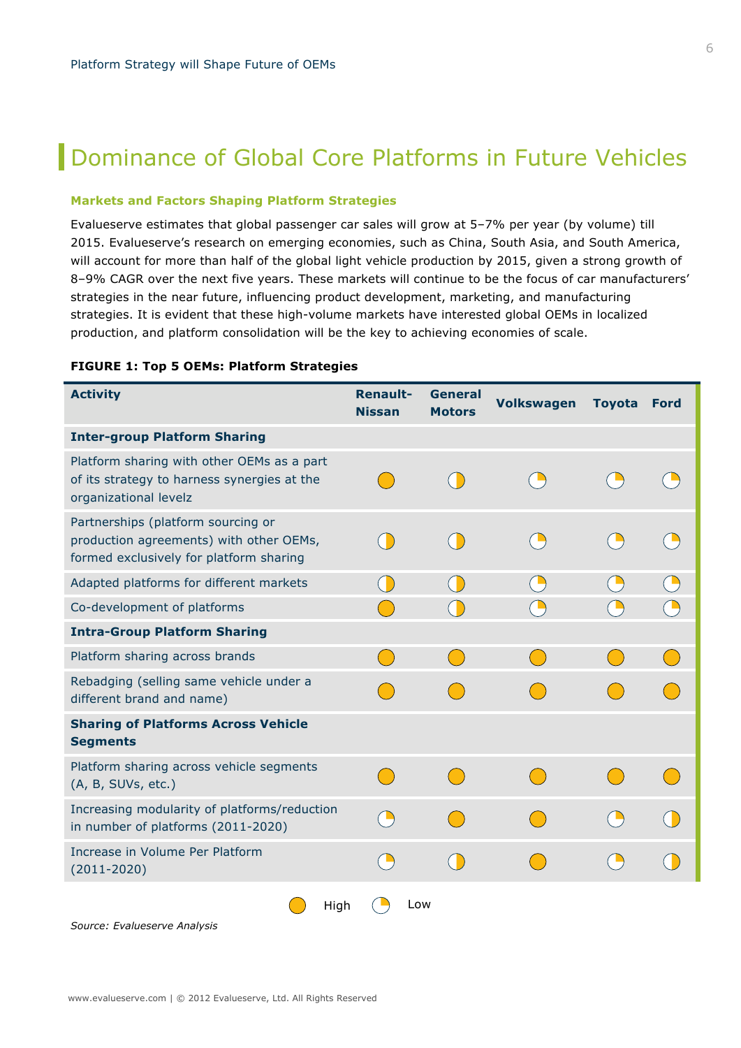# Dominance of Global Core Platforms in Future Vehicles

### Markets and Factors Shaping Platform Strategies

Evalueserve estimates that global passenger car sales will grow at 5–7% per year (by volume) till 2015. Evalueserve's research on emerging economies, such as China, South Asia, and South America, will account for more than half of the global light vehicle production by 2015, given a strong growth of 8–9% CAGR over the next five years. These markets will continue to be the focus of car manufacturers' strategies in the near future, influencing product development, marketing, and manufacturing strategies. It is evident that these high-volume markets have interested global OEMs in localized production, and platform consolidation will be the key to achieving economies of scale.

**FIGURE 1: Top 5 OEMs: Platform Strategies**

| Activity | Renault-Nissan | General Motors | Volkswagen | Toyota | Ford |
|---|---|---|---|---|---|
| **Inter-group Platform Sharing** | | | | | |
| Platform sharing with other OEMs as a part of its strategy to harness synergies at the organizational levelz | ● | ◑ | ◔ | ◔ | ◔ |
| Partnerships (platform sourcing or production agreements) with other OEMs, formed exclusively for platform sharing | ◑ | ◑ | ◔ | ◔ | ◔ |
| Adapted platforms for different markets | ◑ | ◑ | ◔ | ◔ | ◔ |
| Co-development of platforms | ● | ◑ | ◔ | ◔ | ◔ |
| **Intra-Group Platform Sharing** | | | | | |
| Platform sharing across brands | ● | ● | ● | ● | ● |
| Rebadging (selling same vehicle under a different brand and name) | ● | ● | ● | ● | ● |
| **Sharing of Platforms Across Vehicle Segments** | | | | | |
| Platform sharing across vehicle segments (A, B, SUVs, etc.) | ● | ● | ● | ● | ● |
| Increasing modularity of platforms/reduction in number of platforms (2011-2020) | ◔ | ● | ● | ◔ | ◑ |
| Increase in Volume Per Platform (2011-2020) | ◔ | ◑ | ● | ◔ | ◑ |

● High ◔ Low

*Source: Evalueserve Analysis*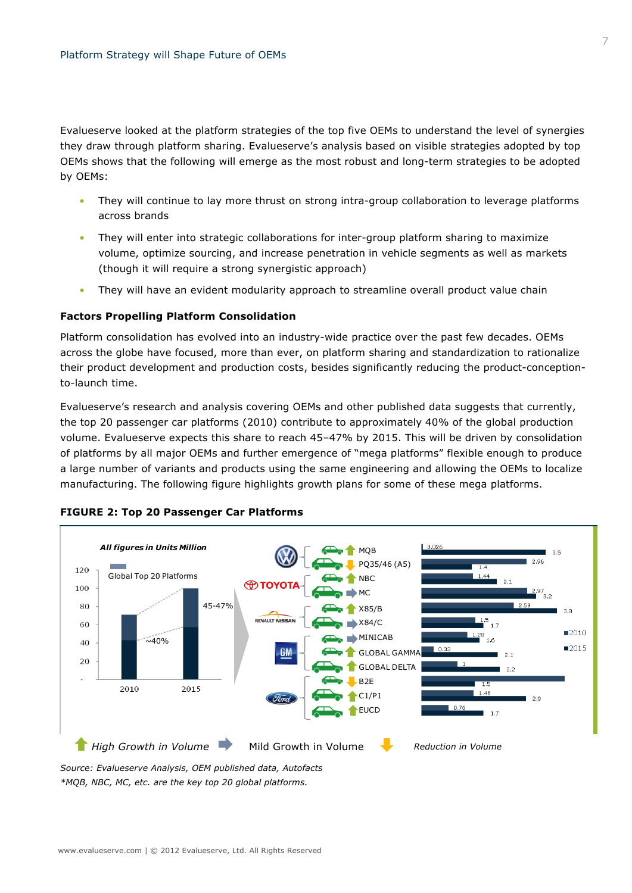Evalueserve looked at the platform strategies of the top five OEMs to understand the level of synergies they draw through platform sharing. Evalueserve's analysis based on visible strategies adopted by top OEMs shows that the following will emerge as the most robust and long-term strategies to be adopted by OEMs:

- They will continue to lay more thrust on strong intra-group collaboration to leverage platforms across brands
- They will enter into strategic collaborations for inter-group platform sharing to maximize volume, optimize sourcing, and increase penetration in vehicle segments as well as markets (though it will require a strong synergistic approach)
- They will have an evident modularity approach to streamline overall product value chain

### Factors Propelling Platform Consolidation

Platform consolidation has evolved into an industry-wide practice over the past few decades. OEMs across the globe have focused, more than ever, on platform sharing and standardization to rationalize their product development and production costs, besides significantly reducing the product-conception-to-launch time.

Evalueserve's research and analysis covering OEMs and other published data suggests that currently, the top 20 passenger car platforms (2010) contribute to approximately 40% of the global production volume. Evalueserve expects this share to reach 45–47% by 2015. This will be driven by consolidation of platforms by all major OEMs and further emergence of "mega platforms" flexible enough to produce a large number of variants and products using the same engineering and allowing the OEMs to localize manufacturing. The following figure highlights growth plans for some of these mega platforms.

**FIGURE 2: Top 20 Passenger Car Platforms**

*All figures in Units Million*

Global Top 20 Platforms: 2010 ~40%; 2015 45-47%

| OEM | Platform | Trend | 2010 | 2015 |
|---|---|---|---|---|
| VW | MQB | High Growth | 0.026 | 3.5 |
| VW | PQ35/46 (A5) | Reduction | 2.96 | 1.4 |
| Toyota | NBC | High Growth | 1.44 | 2.1 |
| Toyota | MC | Mild Growth | 2.97 | 3.2 |
| Renault Nissan | X85/B | High Growth | 2.59 | 3.8 |
| Renault Nissan | X84/C | Mild Growth | 1.5 | 1.7 |
| GM | MINICAB | Mild Growth | 1.28 | 1.6 |
| GM | GLOBAL GAMMA | High Growth | 0.33 | 2.1 |
| GM | GLOBAL DELTA | High Growth | 1 | 2.2 |
| Ford | B2E | Reduction | | 1.5 |
| Ford | C1/P1 | High Growth | 1.45 | 2.9 |
| Ford | EUCD | High Growth | 0.76 | 1.7 |

High Growth in Volume | Mild Growth in Volume | Reduction in Volume

*Source: Evalueserve Analysis, OEM published data, Autofacts*

*\*MQB, NBC, MC, etc. are the key top 20 global platforms.*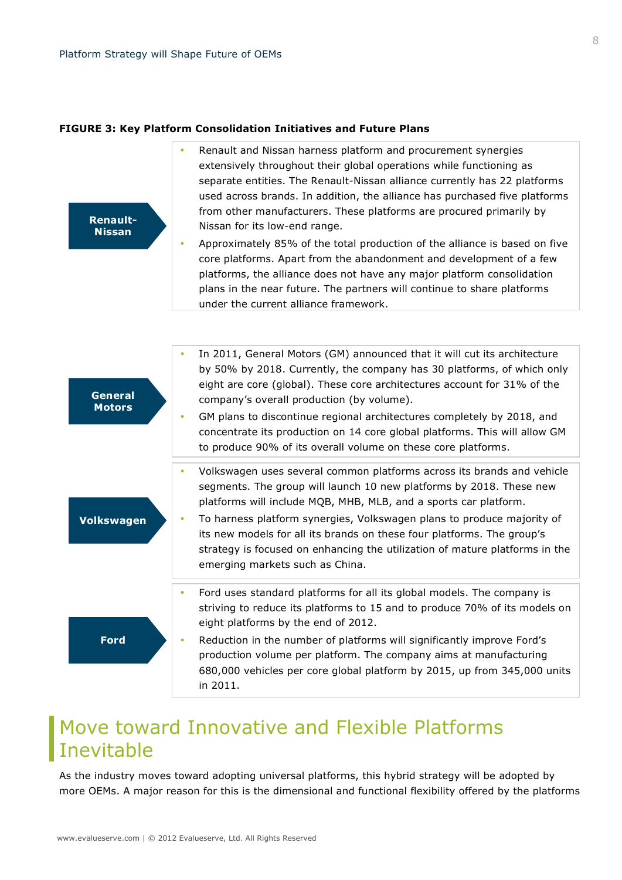**FIGURE 3: Key Platform Consolidation Initiatives and Future Plans**

**Renault-Nissan**

- Renault and Nissan harness platform and procurement synergies extensively throughout their global operations while functioning as separate entities. The Renault-Nissan alliance currently has 22 platforms used across brands. In addition, the alliance has purchased five platforms from other manufacturers. These platforms are procured primarily by Nissan for its low-end range.
- Approximately 85% of the total production of the alliance is based on five core platforms. Apart from the abandonment and development of a few platforms, the alliance does not have any major platform consolidation plans in the near future. The partners will continue to share platforms under the current alliance framework.

**General Motors**

- In 2011, General Motors (GM) announced that it will cut its architecture by 50% by 2018. Currently, the company has 30 platforms, of which only eight are core (global). These core architectures account for 31% of the company's overall production (by volume).
- GM plans to discontinue regional architectures completely by 2018, and concentrate its production on 14 core global platforms. This will allow GM to produce 90% of its overall volume on these core platforms.

**Volkswagen**

- Volkswagen uses several common platforms across its brands and vehicle segments. The group will launch 10 new platforms by 2018. These new platforms will include MQB, MHB, MLB, and a sports car platform.
- To harness platform synergies, Volkswagen plans to produce majority of its new models for all its brands on these four platforms. The group's strategy is focused on enhancing the utilization of mature platforms in the emerging markets such as China.

**Ford**

- Ford uses standard platforms for all its global models. The company is striving to reduce its platforms to 15 and to produce 70% of its models on eight platforms by the end of 2012.
- Reduction in the number of platforms will significantly improve Ford's production volume per platform. The company aims at manufacturing 680,000 vehicles per core global platform by 2015, up from 345,000 units in 2011.

## Move toward Innovative and Flexible Platforms Inevitable

As the industry moves toward adopting universal platforms, this hybrid strategy will be adopted by more OEMs. A major reason for this is the dimensional and functional flexibility offered by the platforms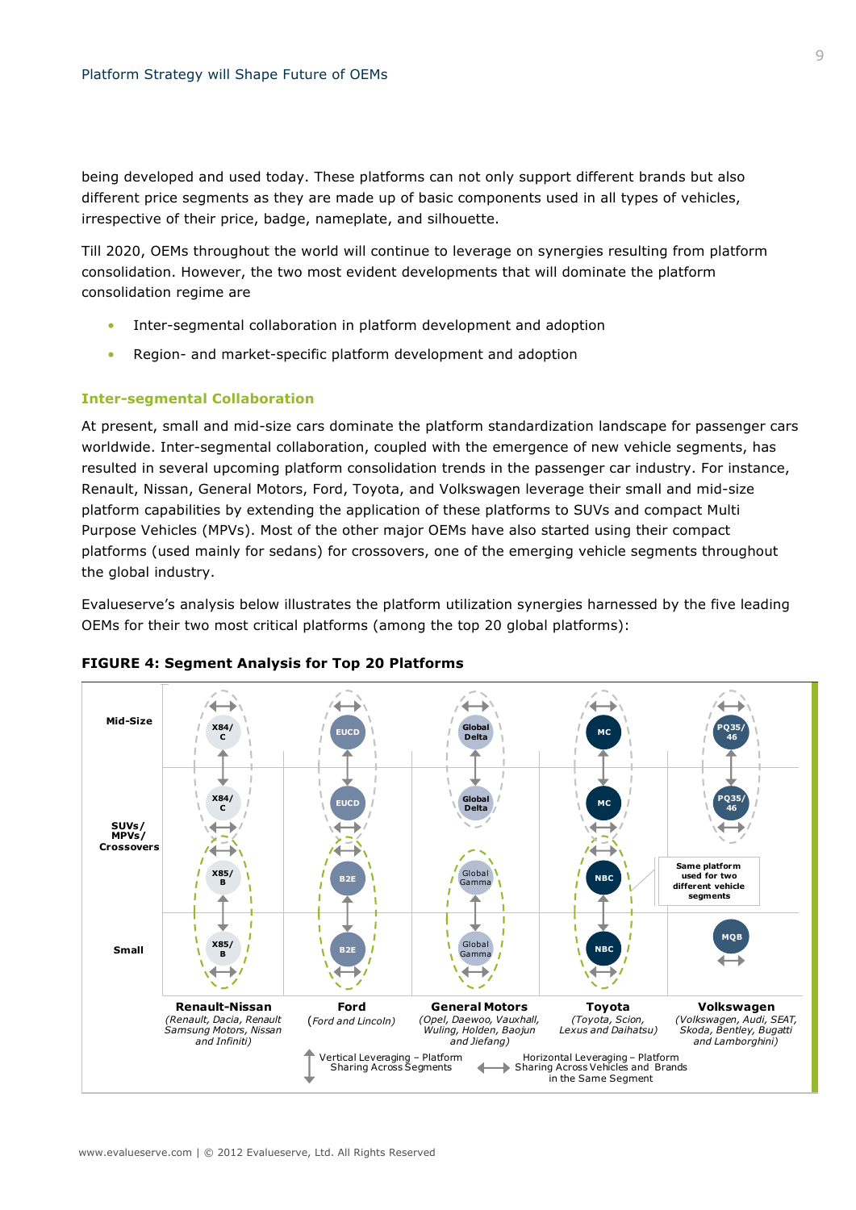being developed and used today. These platforms can not only support different brands but also different price segments as they are made up of basic components used in all types of vehicles, irrespective of their price, badge, nameplate, and silhouette.

Till 2020, OEMs throughout the world will continue to leverage on synergies resulting from platform consolidation. However, the two most evident developments that will dominate the platform consolidation regime are

- Inter-segmental collaboration in platform development and adoption
- Region- and market-specific platform development and adoption

### Inter-segmental Collaboration

At present, small and mid-size cars dominate the platform standardization landscape for passenger cars worldwide. Inter-segmental collaboration, coupled with the emergence of new vehicle segments, has resulted in several upcoming platform consolidation trends in the passenger car industry. For instance, Renault, Nissan, General Motors, Ford, Toyota, and Volkswagen leverage their small and mid-size platform capabilities by extending the application of these platforms to SUVs and compact Multi Purpose Vehicles (MPVs). Most of the other major OEMs have also started using their compact platforms (used mainly for sedans) for crossovers, one of the emerging vehicle segments throughout the global industry.

Evalueserve's analysis below illustrates the platform utilization synergies harnessed by the five leading OEMs for their two most critical platforms (among the top 20 global platforms):

**FIGURE 4: Segment Analysis for Top 20 Platforms**

| | Renault-Nissan *(Renault, Dacia, Renault Samsung Motors, Nissan and Infiniti)* | Ford *(Ford and Lincoln)* | General Motors *(Opel, Daewoo, Vauxhall, Wuling, Holden, Baojun and Jiefang)* | Toyota *(Toyota, Scion, Lexus and Daihatsu)* | Volkswagen *(Volkswagen, Audi, SEAT, Skoda, Bentley, Bugatti and Lamborghini)* |
|---|---|---|---|---|---|
| **Mid-Size** | X84/C | EUCD | Global Delta | MC | PQ35/46 |
| **SUVs/ MPVs/ Crossovers** | X84/C; X85/B | EUCD; B2E | Global Delta; Global Gamma | MC; NBC | PQ35/46 |
| **Small** | X85/B | B2E | Global Gamma | NBC | MQB |

Same platform used for two different vehicle segments

↕ Vertical Leveraging – Platform Sharing Across Segments

↔ Horizontal Leveraging – Platform Sharing Across Vehicles and Brands in the Same Segment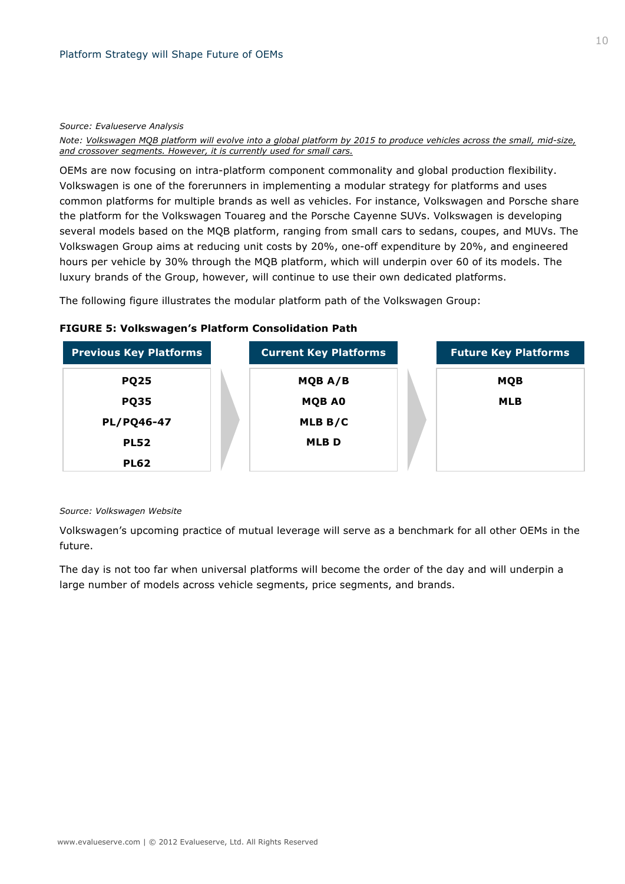*Source: Evalueserve Analysis*

*Note: Volkswagen MQB platform will evolve into a global platform by 2015 to produce vehicles across the small, mid-size, and crossover segments. However, it is currently used for small cars.*

OEMs are now focusing on intra-platform component commonality and global production flexibility. Volkswagen is one of the forerunners in implementing a modular strategy for platforms and uses common platforms for multiple brands as well as vehicles. For instance, Volkswagen and Porsche share the platform for the Volkswagen Touareg and the Porsche Cayenne SUVs. Volkswagen is developing several models based on the MQB platform, ranging from small cars to sedans, coupes, and MUVs. The Volkswagen Group aims at reducing unit costs by 20%, one-off expenditure by 20%, and engineered hours per vehicle by 30% through the MQB platform, which will underpin over 60 of its models. The luxury brands of the Group, however, will continue to use their own dedicated platforms.

The following figure illustrates the modular platform path of the Volkswagen Group:

**FIGURE 5: Volkswagen's Platform Consolidation Path**

| Previous Key Platforms | Current Key Platforms | Future Key Platforms |
|---|---|---|
| PQ25 | MQB A/B | MQB |
| PQ35 | MQB A0 | MLB |
| PL/PQ46-47 | MLB B/C | |
| PL52 | MLB D | |
| PL62 | | |

*Source: Volkswagen Website*

Volkswagen's upcoming practice of mutual leverage will serve as a benchmark for all other OEMs in the future.

The day is not too far when universal platforms will become the order of the day and will underpin a large number of models across vehicle segments, price segments, and brands.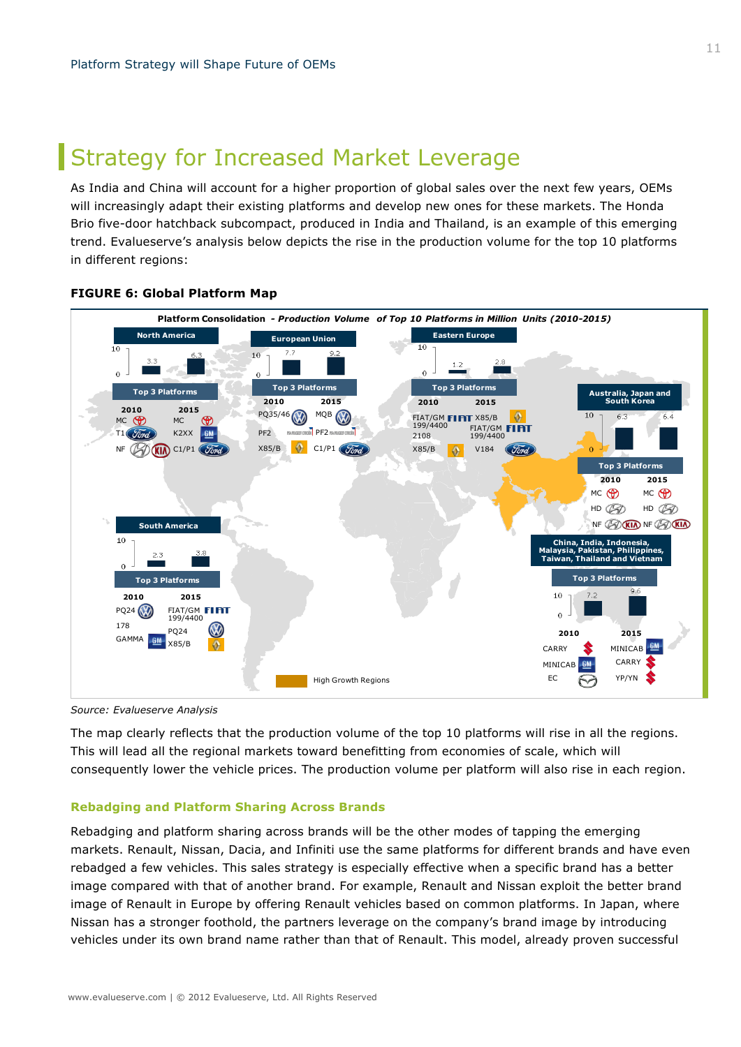# Strategy for Increased Market Leverage

As India and China will account for a higher proportion of global sales over the next few years, OEMs will increasingly adapt their existing platforms and develop new ones for these markets. The Honda Brio five-door hatchback subcompact, produced in India and Thailand, is an example of this emerging trend. Evalueserve's analysis below depicts the rise in the production volume for the top 10 platforms in different regions:

**FIGURE 6: Global Platform Map**

Platform Consolidation *- Production Volume of Top 10 Platforms in Million Units (2010-2015)*

| Region | 2010 Volume | 2015 Volume | Top 3 Platforms 2010 | Top 3 Platforms 2015 |
|---|---|---|---|---|
| North America | 3.3 | 6.3 | MC, T1, NF | MC, K2XX, C1/P1 |
| European Union | 7.7 | 9.2 | PQ35/46, PF2, X85/B | MQB, PF2, C1/P1 |
| Eastern Europe | 1.2 | 2.8 | FIAT/GM 199/4400, 2108, X85/B | X85/B, FIAT/GM 199/4400, V184 |
| Australia, Japan and South Korea | 6.3 | 6.4 | MC, HD, NF | MC, HD, NF |
| South America | 2.3 | 3.8 | PQ24, 178, GAMMA | FIAT/GM 199/4400, PQ24, X85/B |
| China, India, Indonesia, Malaysia, Pakistan, Philippines, Taiwan, Thailand and Vietnam | 7.2 | 9.6 | CARRY, MINICAB, EC | MINICAB, CARRY, YP/YN |

High Growth Regions

Source: Evalueserve Analysis

The map clearly reflects that the production volume of the top 10 platforms will rise in all the regions. This will lead all the regional markets toward benefitting from economies of scale, which will consequently lower the vehicle prices. The production volume per platform will also rise in each region.

### Rebadging and Platform Sharing Across Brands

Rebadging and platform sharing across brands will be the other modes of tapping the emerging markets. Renault, Nissan, Dacia, and Infiniti use the same platforms for different brands and have even rebadged a few vehicles. This sales strategy is especially effective when a specific brand has a better image compared with that of another brand. For example, Renault and Nissan exploit the better brand image of Renault in Europe by offering Renault vehicles based on common platforms. In Japan, where Nissan has a stronger foothold, the partners leverage on the company's brand image by introducing vehicles under its own brand name rather than that of Renault. This model, already proven successful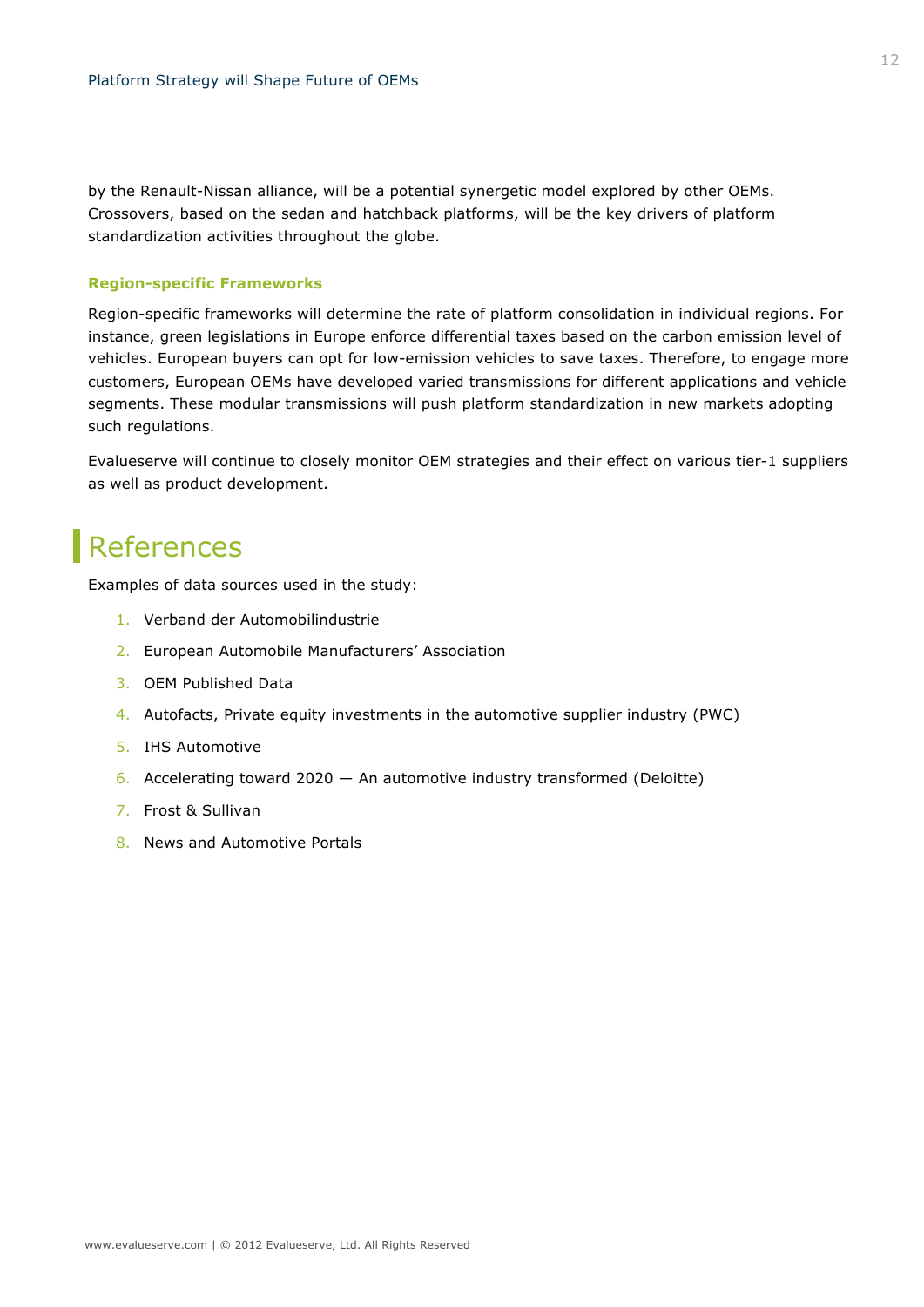by the Renault-Nissan alliance, will be a potential synergetic model explored by other OEMs. Crossovers, based on the sedan and hatchback platforms, will be the key drivers of platform standardization activities throughout the globe.

### Region-specific Frameworks

Region-specific frameworks will determine the rate of platform consolidation in individual regions. For instance, green legislations in Europe enforce differential taxes based on the carbon emission level of vehicles. European buyers can opt for low-emission vehicles to save taxes. Therefore, to engage more customers, European OEMs have developed varied transmissions for different applications and vehicle segments. These modular transmissions will push platform standardization in new markets adopting such regulations.

Evalueserve will continue to closely monitor OEM strategies and their effect on various tier-1 suppliers as well as product development.

# References

Examples of data sources used in the study:

1. Verband der Automobilindustrie
2. European Automobile Manufacturers' Association
3. OEM Published Data
4. Autofacts, Private equity investments in the automotive supplier industry (PWC)
5. IHS Automotive
6. Accelerating toward 2020 — An automotive industry transformed (Deloitte)
7. Frost & Sullivan
8. News and Automotive Portals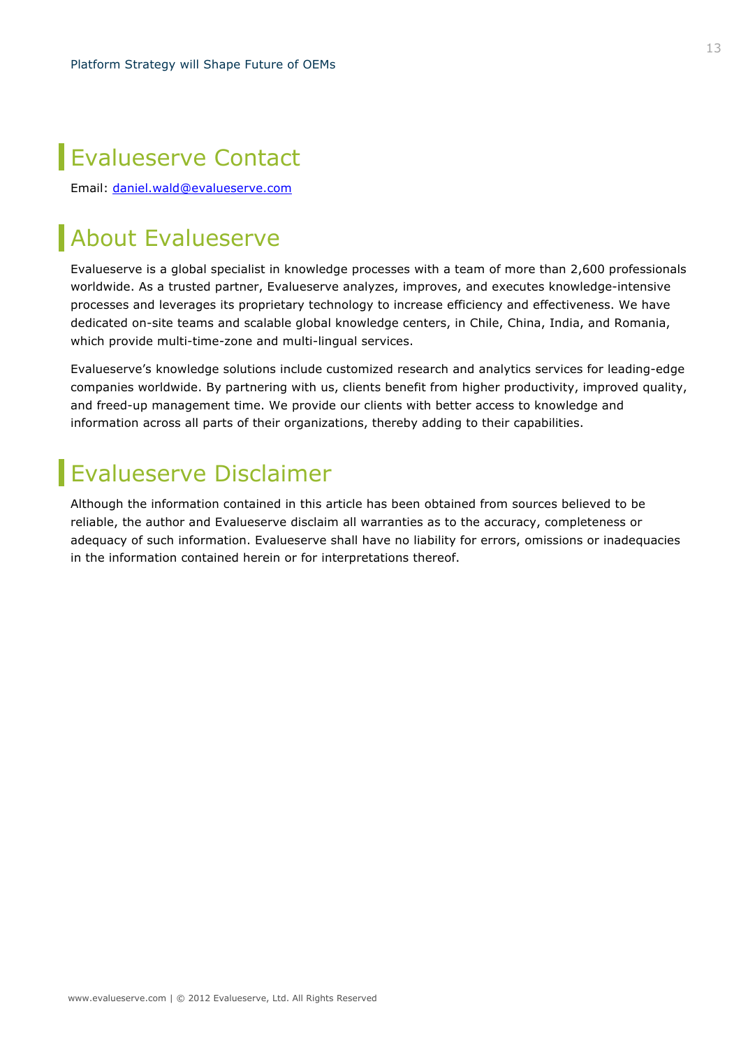## Evalueserve Contact

Email: daniel.wald@evalueserve.com

## About Evalueserve

Evalueserve is a global specialist in knowledge processes with a team of more than 2,600 professionals worldwide. As a trusted partner, Evalueserve analyzes, improves, and executes knowledge-intensive processes and leverages its proprietary technology to increase efficiency and effectiveness. We have dedicated on-site teams and scalable global knowledge centers, in Chile, China, India, and Romania, which provide multi-time-zone and multi-lingual services.

Evalueserve's knowledge solutions include customized research and analytics services for leading-edge companies worldwide. By partnering with us, clients benefit from higher productivity, improved quality, and freed-up management time. We provide our clients with better access to knowledge and information across all parts of their organizations, thereby adding to their capabilities.

## Evalueserve Disclaimer

Although the information contained in this article has been obtained from sources believed to be reliable, the author and Evalueserve disclaim all warranties as to the accuracy, completeness or adequacy of such information. Evalueserve shall have no liability for errors, omissions or inadequacies in the information contained herein or for interpretations thereof.